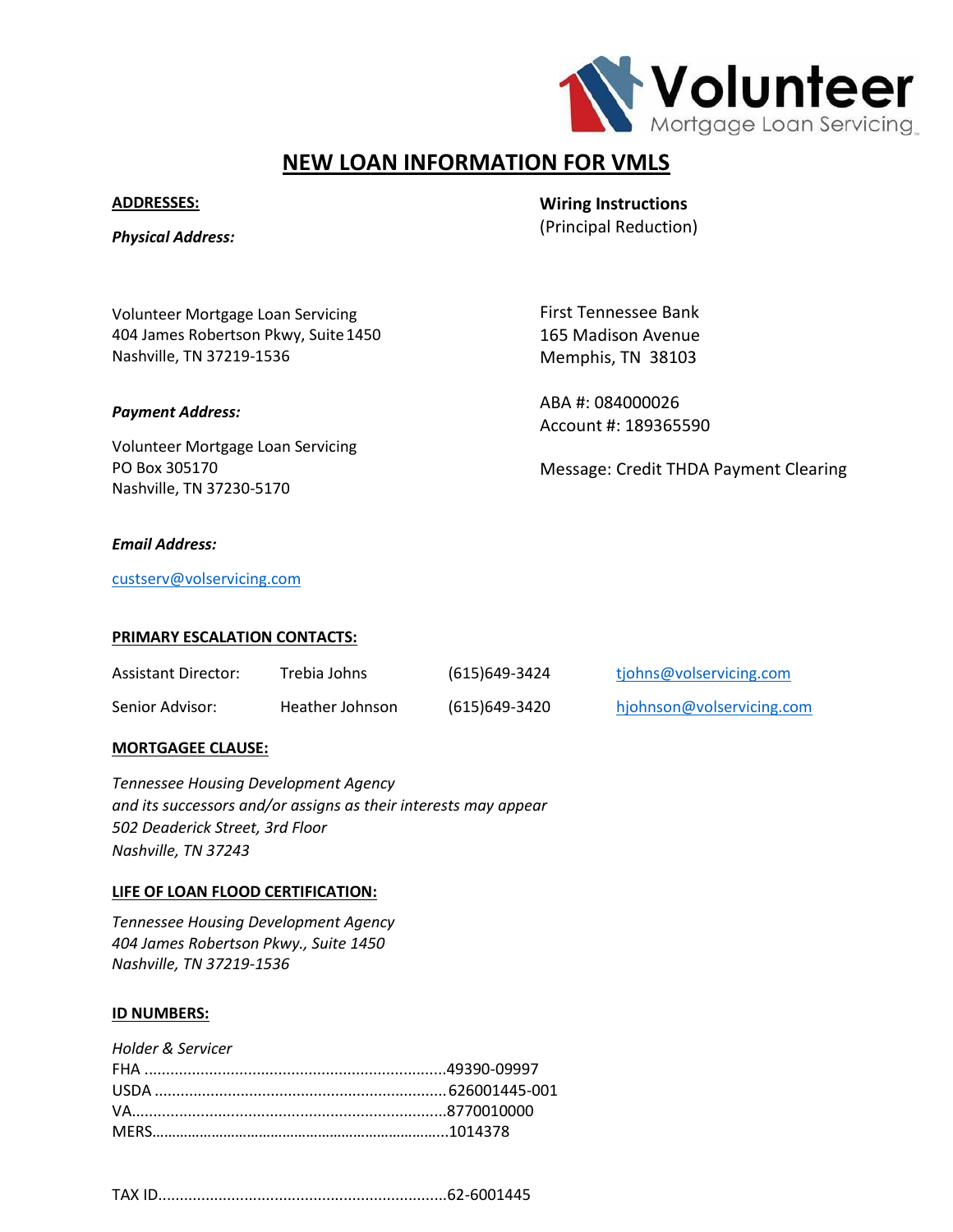# NEW LOAN INFORMATION FOR VMLS

**ADDRESSES:**

***Physical Address:***

Volunteer Mortgage Loan Servicing
404 James Robertson Pkwy, Suite 1450
Nashville, TN 37219-1536

***Payment Address:***

Volunteer Mortgage Loan Servicing
PO Box 305170
Nashville, TN 37230-5170

***Email Address:***

custserv@volservicing.com

**Wiring Instructions**
(Principal Reduction)

First Tennessee Bank
165 Madison Avenue
Memphis, TN 38103

ABA #: 084000026
Account #: 189365590

Message: Credit THDA Payment Clearing

**PRIMARY ESCALATION CONTACTS:**

| | | | |
|---|---|---|---|
| Assistant Director: | Trebia Johns | (615)649-3424 | tjohns@volservicing.com |
| Senior Advisor: | Heather Johnson | (615)649-3420 | hjohnson@volservicing.com |

**MORTGAGEE CLAUSE:**

*Tennessee Housing Development Agency*
*and its successors and/or assigns as their interests may appear*
*502 Deaderick Street, 3rd Floor*
*Nashville, TN 37243*

**LIFE OF LOAN FLOOD CERTIFICATION:**

*Tennessee Housing Development Agency*
*404 James Robertson Pkwy., Suite 1450*
*Nashville, TN 37219-1536*

**ID NUMBERS:**

*Holder & Servicer*
FHA ....................................................................49390-09997
USDA ...................................................................626001445-001
VA.........................................................................8770010000
MERS………………………………………………………………..1014378

TAX ID..................................................................62-6001445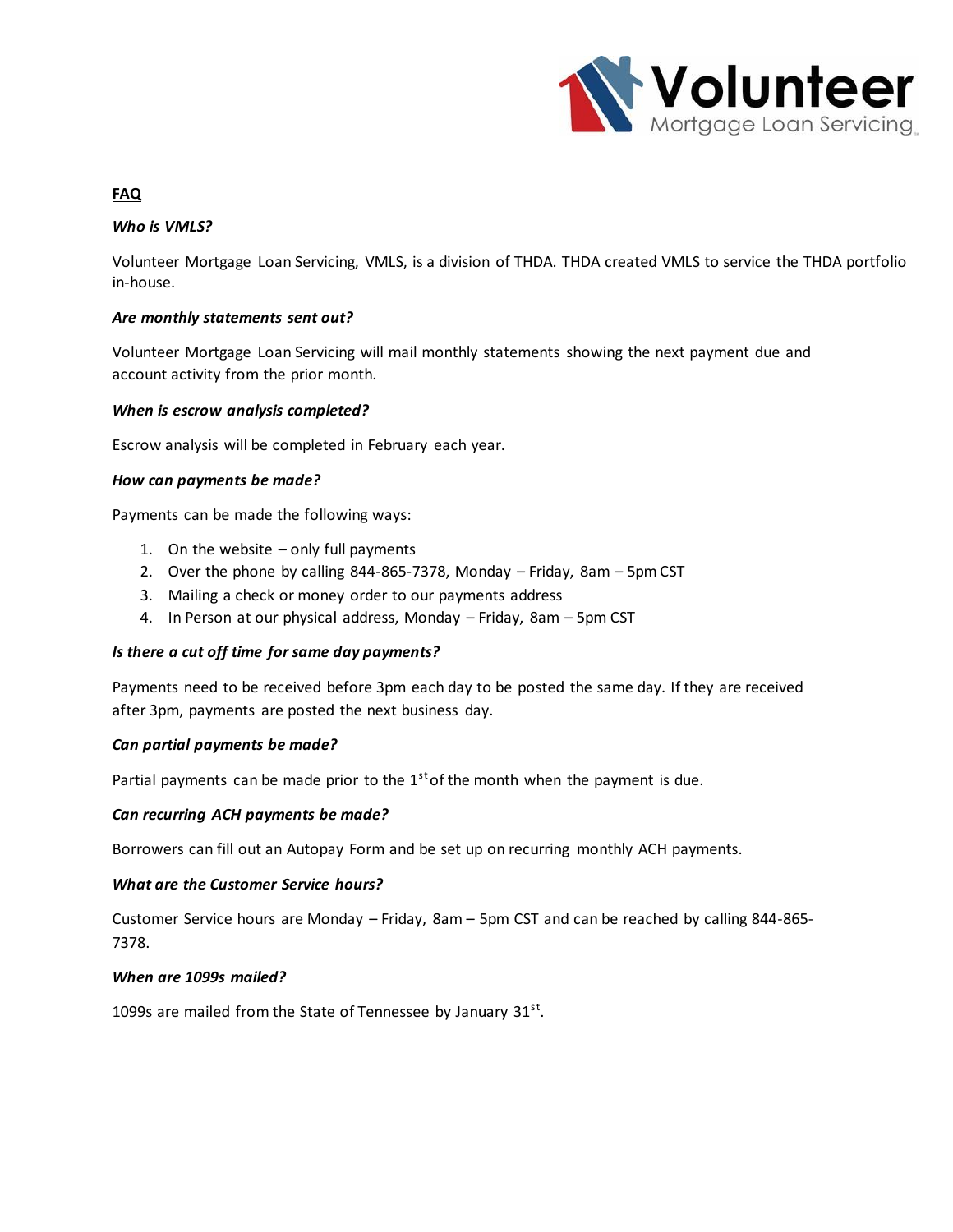**FAQ**

***Who is VMLS?***

Volunteer Mortgage Loan Servicing, VMLS, is a division of THDA. THDA created VMLS to service the THDA portfolio in-house.

***Are monthly statements sent out?***

Volunteer Mortgage Loan Servicing will mail monthly statements showing the next payment due and account activity from the prior month.

***When is escrow analysis completed?***

Escrow analysis will be completed in February each year.

***How can payments be made?***

Payments can be made the following ways:

1. On the website – only full payments
2. Over the phone by calling 844-865-7378, Monday – Friday, 8am – 5pm CST
3. Mailing a check or money order to our payments address
4. In Person at our physical address, Monday – Friday, 8am – 5pm CST

***Is there a cut off time for same day payments?***

Payments need to be received before 3pm each day to be posted the same day. If they are received after 3pm, payments are posted the next business day.

***Can partial payments be made?***

Partial payments can be made prior to the 1st of the month when the payment is due.

***Can recurring ACH payments be made?***

Borrowers can fill out an Autopay Form and be set up on recurring monthly ACH payments.

***What are the Customer Service hours?***

Customer Service hours are Monday – Friday, 8am – 5pm CST and can be reached by calling 844-865-7378.

***When are 1099s mailed?***

1099s are mailed from the State of Tennessee by January 31st.